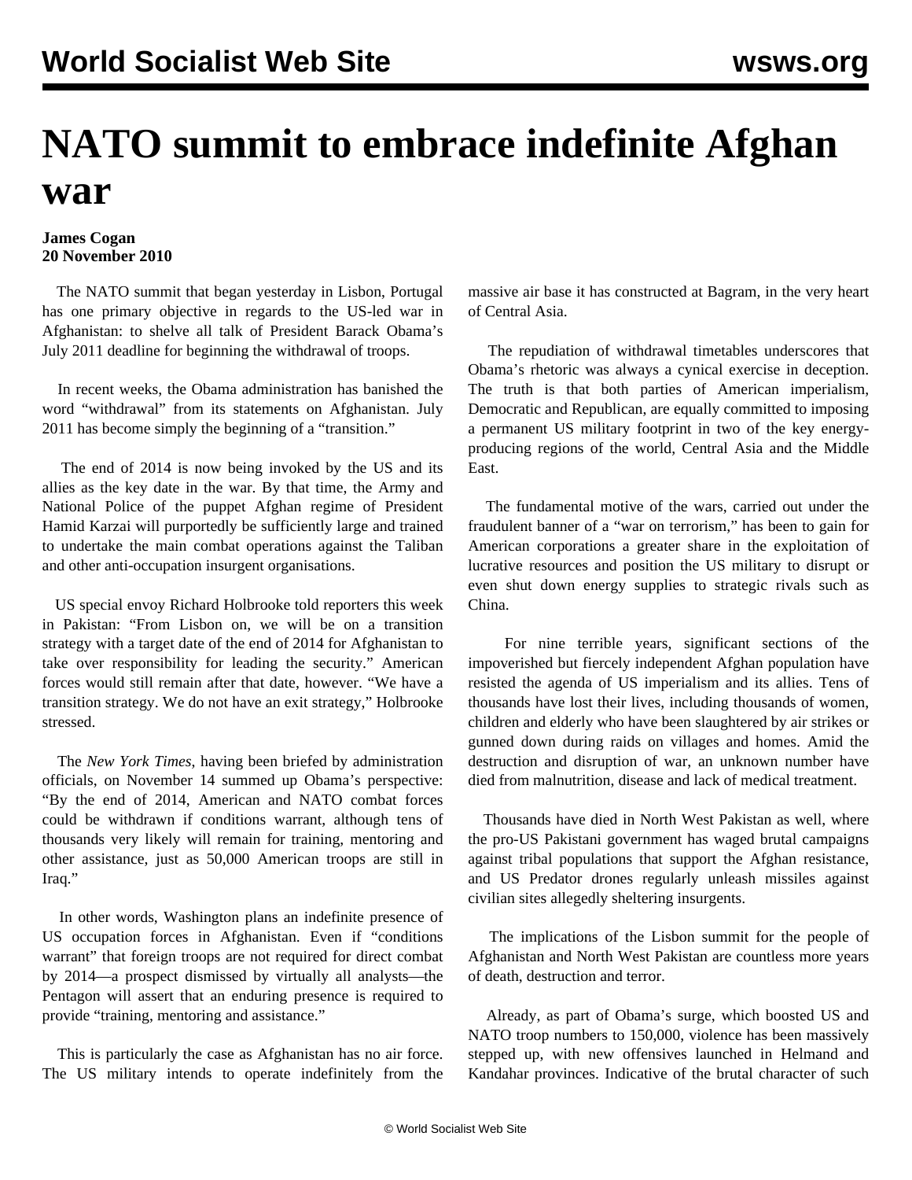# NATO summit to embrace indefinite Afghan war

**James Cogan**
**20 November 2010**

The NATO summit that began yesterday in Lisbon, Portugal has one primary objective in regards to the US-led war in Afghanistan: to shelve all talk of President Barack Obama's July 2011 deadline for beginning the withdrawal of troops.

In recent weeks, the Obama administration has banished the word "withdrawal" from its statements on Afghanistan. July 2011 has become simply the beginning of a "transition."

The end of 2014 is now being invoked by the US and its allies as the key date in the war. By that time, the Army and National Police of the puppet Afghan regime of President Hamid Karzai will purportedly be sufficiently large and trained to undertake the main combat operations against the Taliban and other anti-occupation insurgent organisations.

US special envoy Richard Holbrooke told reporters this week in Pakistan: "From Lisbon on, we will be on a transition strategy with a target date of the end of 2014 for Afghanistan to take over responsibility for leading the security." American forces would still remain after that date, however. "We have a transition strategy. We do not have an exit strategy," Holbrooke stressed.

The *New York Times*, having been briefed by administration officials, on November 14 summed up Obama's perspective: "By the end of 2014, American and NATO combat forces could be withdrawn if conditions warrant, although tens of thousands very likely will remain for training, mentoring and other assistance, just as 50,000 American troops are still in Iraq."

In other words, Washington plans an indefinite presence of US occupation forces in Afghanistan. Even if "conditions warrant" that foreign troops are not required for direct combat by 2014—a prospect dismissed by virtually all analysts—the Pentagon will assert that an enduring presence is required to provide "training, mentoring and assistance."

This is particularly the case as Afghanistan has no air force. The US military intends to operate indefinitely from the massive air base it has constructed at Bagram, in the very heart of Central Asia.

The repudiation of withdrawal timetables underscores that Obama's rhetoric was always a cynical exercise in deception. The truth is that both parties of American imperialism, Democratic and Republican, are equally committed to imposing a permanent US military footprint in two of the key energy-producing regions of the world, Central Asia and the Middle East.

The fundamental motive of the wars, carried out under the fraudulent banner of a "war on terrorism," has been to gain for American corporations a greater share in the exploitation of lucrative resources and position the US military to disrupt or even shut down energy supplies to strategic rivals such as China.

For nine terrible years, significant sections of the impoverished but fiercely independent Afghan population have resisted the agenda of US imperialism and its allies. Tens of thousands have lost their lives, including thousands of women, children and elderly who have been slaughtered by air strikes or gunned down during raids on villages and homes. Amid the destruction and disruption of war, an unknown number have died from malnutrition, disease and lack of medical treatment.

Thousands have died in North West Pakistan as well, where the pro-US Pakistani government has waged brutal campaigns against tribal populations that support the Afghan resistance, and US Predator drones regularly unleash missiles against civilian sites allegedly sheltering insurgents.

The implications of the Lisbon summit for the people of Afghanistan and North West Pakistan are countless more years of death, destruction and terror.

Already, as part of Obama's surge, which boosted US and NATO troop numbers to 150,000, violence has been massively stepped up, with new offensives launched in Helmand and Kandahar provinces. Indicative of the brutal character of such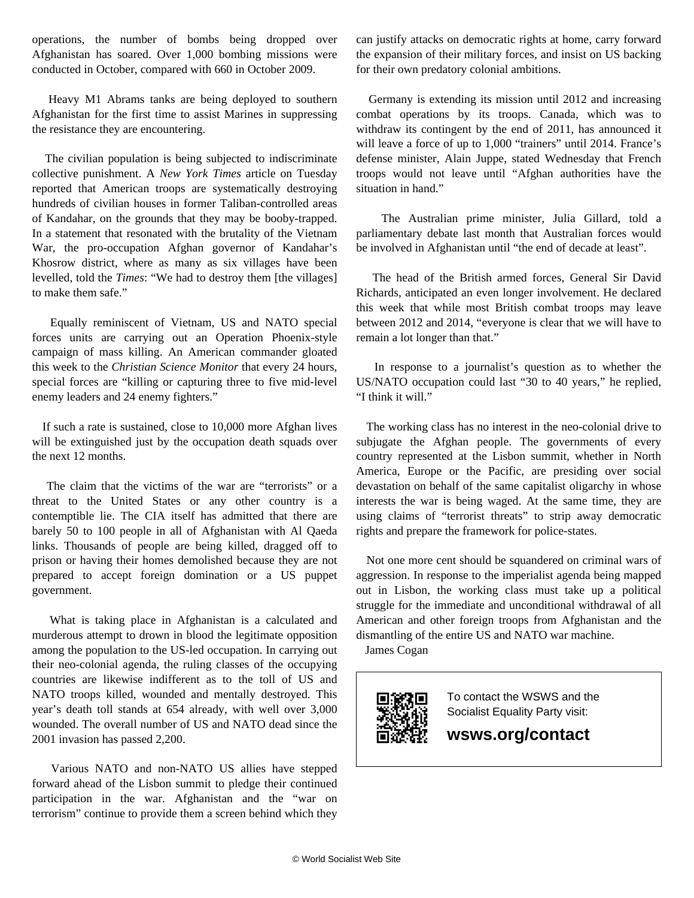operations, the number of bombs being dropped over Afghanistan has soared. Over 1,000 bombing missions were conducted in October, compared with 660 in October 2009.

Heavy M1 Abrams tanks are being deployed to southern Afghanistan for the first time to assist Marines in suppressing the resistance they are encountering.

The civilian population is being subjected to indiscriminate collective punishment. A *New York Times* article on Tuesday reported that American troops are systematically destroying hundreds of civilian houses in former Taliban-controlled areas of Kandahar, on the grounds that they may be booby-trapped. In a statement that resonated with the brutality of the Vietnam War, the pro-occupation Afghan governor of Kandahar's Khosrow district, where as many as six villages have been levelled, told the *Times*: "We had to destroy them [the villages] to make them safe."

Equally reminiscent of Vietnam, US and NATO special forces units are carrying out an Operation Phoenix-style campaign of mass killing. An American commander gloated this week to the *Christian Science Monitor* that every 24 hours, special forces are "killing or capturing three to five mid-level enemy leaders and 24 enemy fighters."

If such a rate is sustained, close to 10,000 more Afghan lives will be extinguished just by the occupation death squads over the next 12 months.

The claim that the victims of the war are "terrorists" or a threat to the United States or any other country is a contemptible lie. The CIA itself has admitted that there are barely 50 to 100 people in all of Afghanistan with Al Qaeda links. Thousands of people are being killed, dragged off to prison or having their homes demolished because they are not prepared to accept foreign domination or a US puppet government.

What is taking place in Afghanistan is a calculated and murderous attempt to drown in blood the legitimate opposition among the population to the US-led occupation. In carrying out their neo-colonial agenda, the ruling classes of the occupying countries are likewise indifferent as to the toll of US and NATO troops killed, wounded and mentally destroyed. This year's death toll stands at 654 already, with well over 3,000 wounded. The overall number of US and NATO dead since the 2001 invasion has passed 2,200.

Various NATO and non-NATO US allies have stepped forward ahead of the Lisbon summit to pledge their continued participation in the war. Afghanistan and the "war on terrorism" continue to provide them a screen behind which they can justify attacks on democratic rights at home, carry forward the expansion of their military forces, and insist on US backing for their own predatory colonial ambitions.

Germany is extending its mission until 2012 and increasing combat operations by its troops. Canada, which was to withdraw its contingent by the end of 2011, has announced it will leave a force of up to 1,000 "trainers" until 2014. France's defense minister, Alain Juppe, stated Wednesday that French troops would not leave until "Afghan authorities have the situation in hand."

The Australian prime minister, Julia Gillard, told a parliamentary debate last month that Australian forces would be involved in Afghanistan until "the end of decade at least".

The head of the British armed forces, General Sir David Richards, anticipated an even longer involvement. He declared this week that while most British combat troops may leave between 2012 and 2014, "everyone is clear that we will have to remain a lot longer than that."

In response to a journalist's question as to whether the US/NATO occupation could last "30 to 40 years," he replied, "I think it will."

The working class has no interest in the neo-colonial drive to subjugate the Afghan people. The governments of every country represented at the Lisbon summit, whether in North America, Europe or the Pacific, are presiding over social devastation on behalf of the same capitalist oligarchy in whose interests the war is being waged. At the same time, they are using claims of "terrorist threats" to strip away democratic rights and prepare the framework for police-states.

Not one more cent should be squandered on criminal wars of aggression. In response to the imperialist agenda being mapped out in Lisbon, the working class must take up a political struggle for the immediate and unconditional withdrawal of all American and other foreign troops from Afghanistan and the dismantling of the entire US and NATO war machine.

James Cogan

To contact the WSWS and the Socialist Equality Party visit:

**wsws.org/contact**